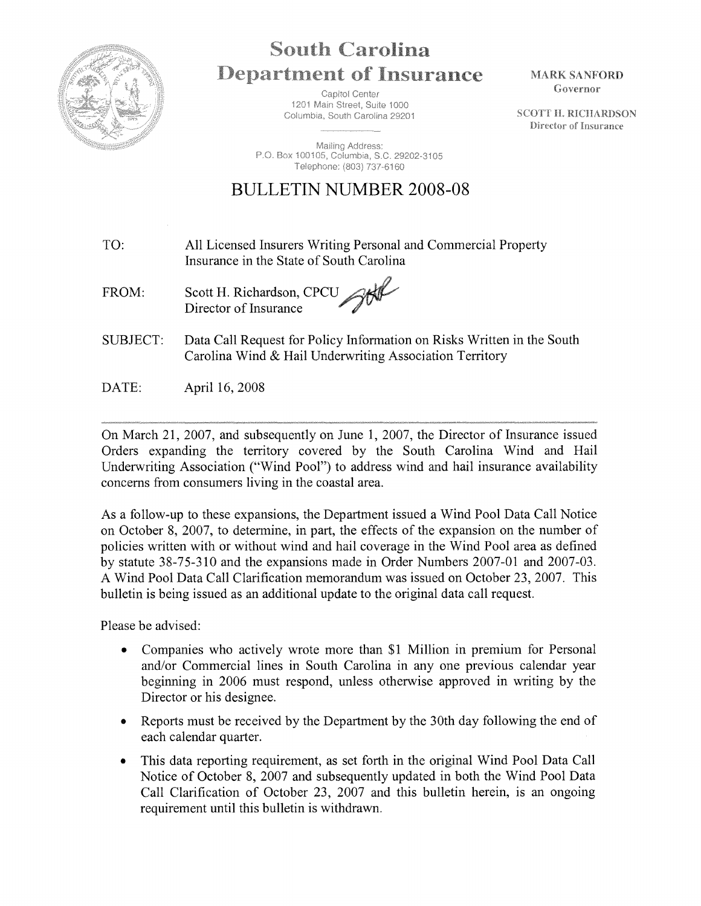# South Carolina Department of Insurance

Capitol Center
1201 Main Street, Suite 1000
Columbia, South Carolina 29201

Mailing Address:
P.O. Box 100105, Columbia, S.C. 29202-3105
Telephone: (803) 737-6160

MARK SANFORD
Governor

SCOTT H. RICHARDSON
Director of Insurance

## BULLETIN NUMBER 2008-08

TO: All Licensed Insurers Writing Personal and Commercial Property Insurance in the State of South Carolina

FROM: Scott H. Richardson, CPCU
Director of Insurance

SUBJECT: Data Call Request for Policy Information on Risks Written in the South Carolina Wind & Hail Underwriting Association Territory

DATE: April 16, 2008

---

On March 21, 2007, and subsequently on June 1, 2007, the Director of Insurance issued Orders expanding the territory covered by the South Carolina Wind and Hail Underwriting Association ("Wind Pool") to address wind and hail insurance availability concerns from consumers living in the coastal area.

As a follow-up to these expansions, the Department issued a Wind Pool Data Call Notice on October 8, 2007, to determine, in part, the effects of the expansion on the number of policies written with or without wind and hail coverage in the Wind Pool area as defined by statute 38-75-310 and the expansions made in Order Numbers 2007-01 and 2007-03. A Wind Pool Data Call Clarification memorandum was issued on October 23, 2007. This bulletin is being issued as an additional update to the original data call request.

Please be advised:

- Companies who actively wrote more than $1 Million in premium for Personal and/or Commercial lines in South Carolina in any one previous calendar year beginning in 2006 must respond, unless otherwise approved in writing by the Director or his designee.
- Reports must be received by the Department by the 30th day following the end of each calendar quarter.
- This data reporting requirement, as set forth in the original Wind Pool Data Call Notice of October 8, 2007 and subsequently updated in both the Wind Pool Data Call Clarification of October 23, 2007 and this bulletin herein, is an ongoing requirement until this bulletin is withdrawn.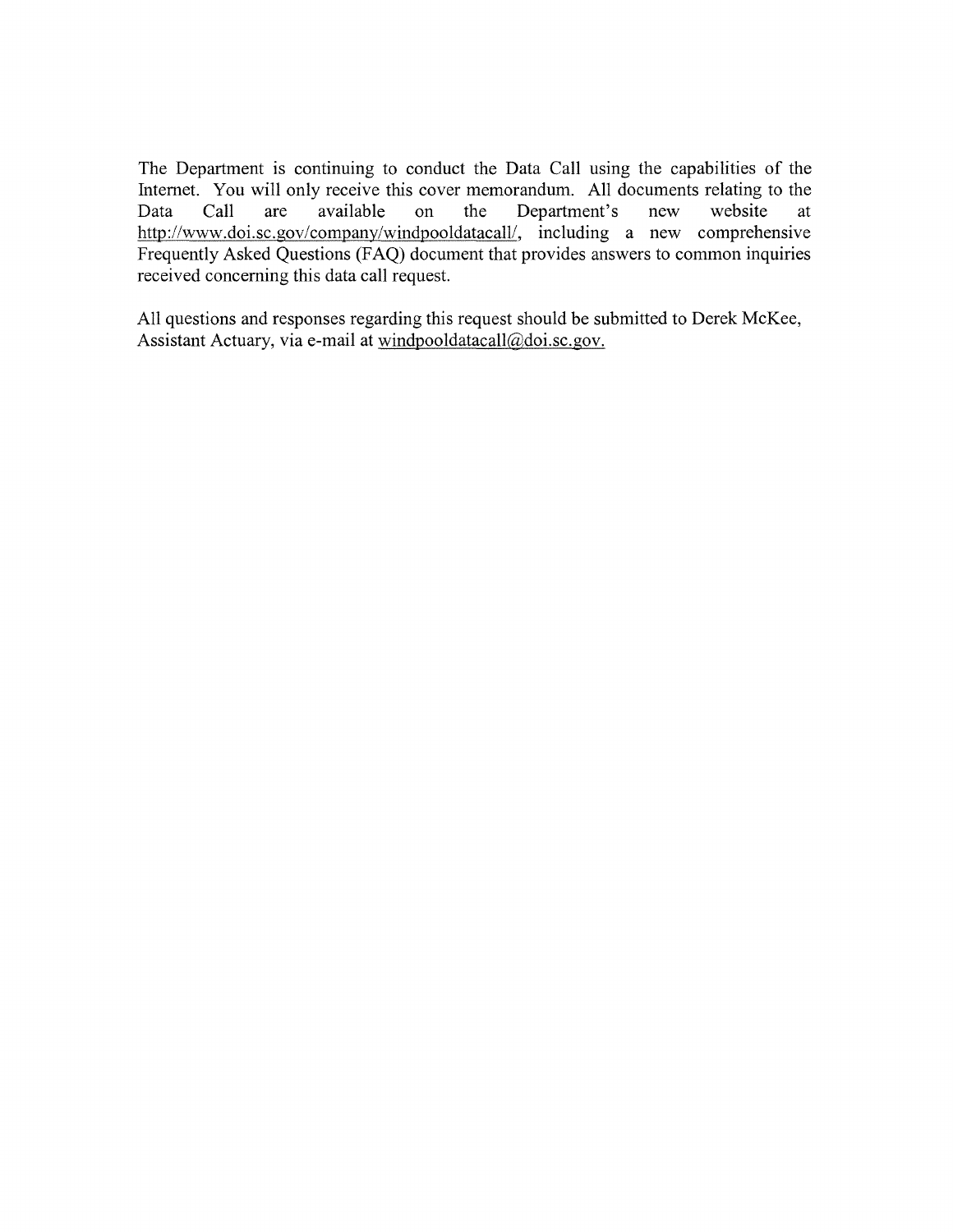The Department is continuing to conduct the Data Call using the capabilities of the Internet. You will only receive this cover memorandum. All documents relating to the Data Call are available on the Department's new website at http://www.doi.sc.gov/company/windpooldatacall/, including a new comprehensive Frequently Asked Questions (FAQ) document that provides answers to common inquiries received concerning this data call request.

All questions and responses regarding this request should be submitted to Derek McKee, Assistant Actuary, via e-mail at windpooldatacall@doi.sc.gov.